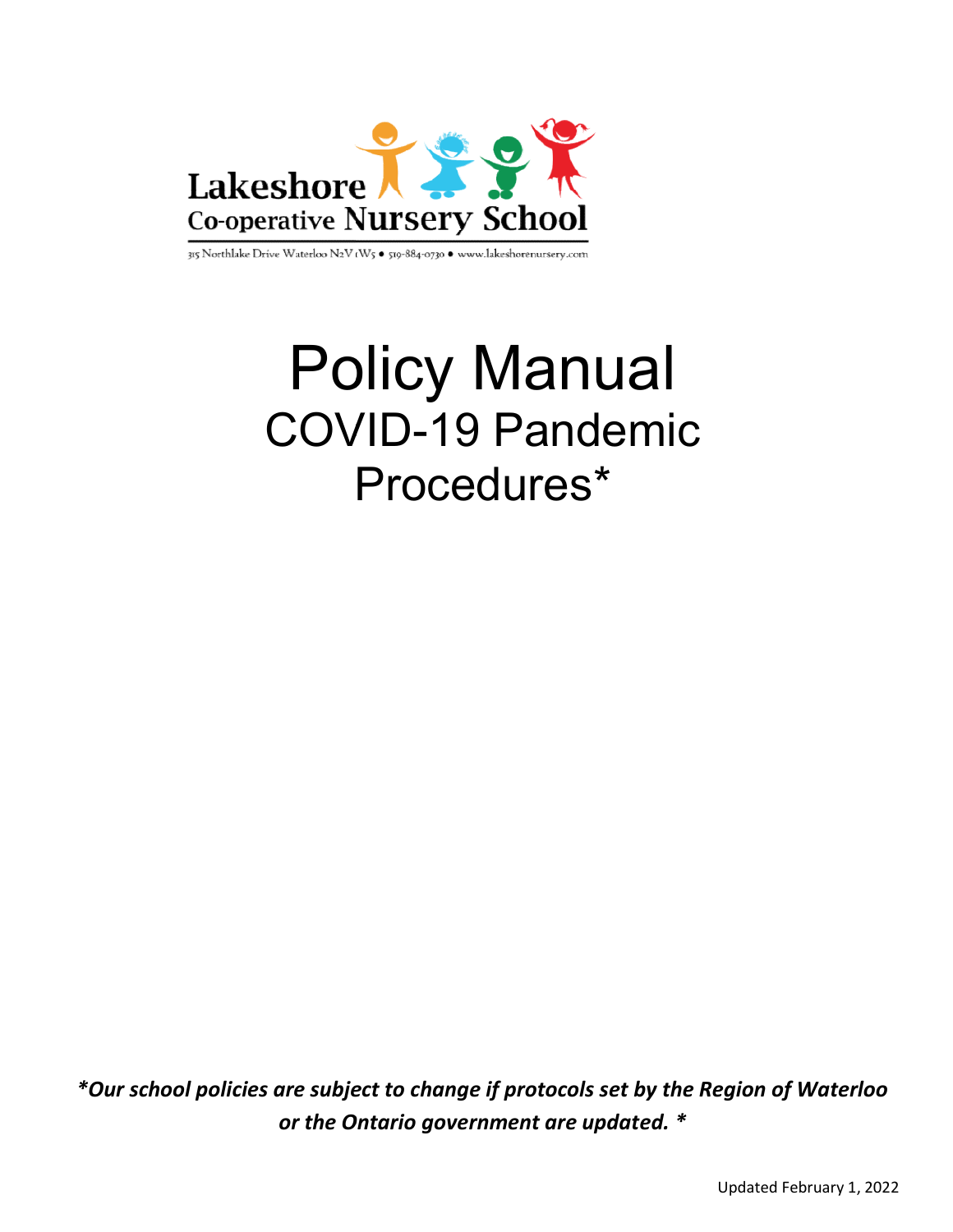Lakeshore
Co-operative Nursery School

315 Northlake Drive Waterloo N2V 1W5 ● 519-884-0730 ● www.lakeshorenursery.com

# Policy Manual

## COVID-19 Pandemic Procedures*

***Our school policies are subject to change if protocols set by the Region of Waterloo or the Ontario government are updated. ***

Updated February 1, 2022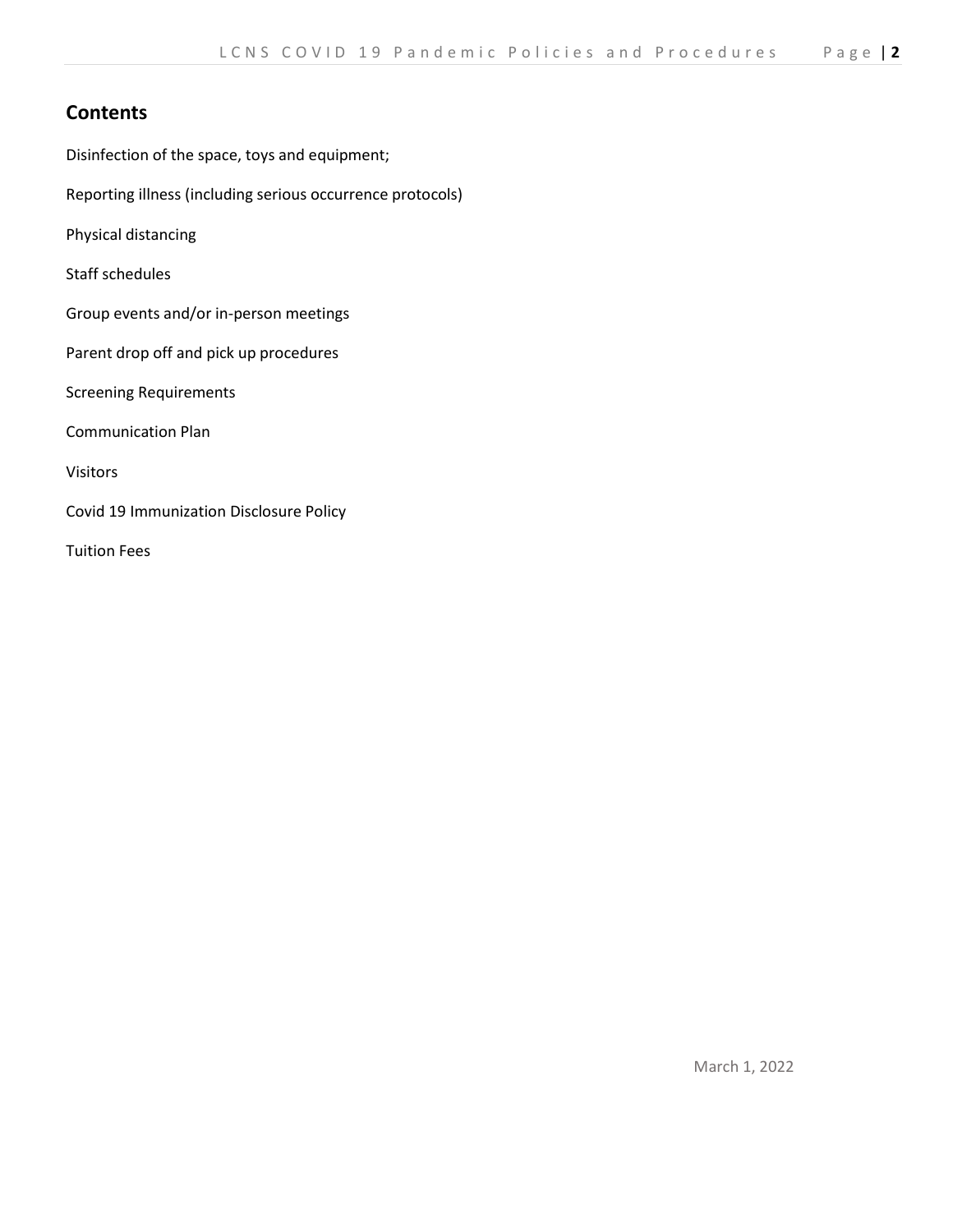## Contents

Disinfection of the space, toys and equipment;

Reporting illness (including serious occurrence protocols)

Physical distancing

Staff schedules

Group events and/or in-person meetings

Parent drop off and pick up procedures

Screening Requirements

Communication Plan

Visitors

Covid 19 Immunization Disclosure Policy

Tuition Fees

March 1, 2022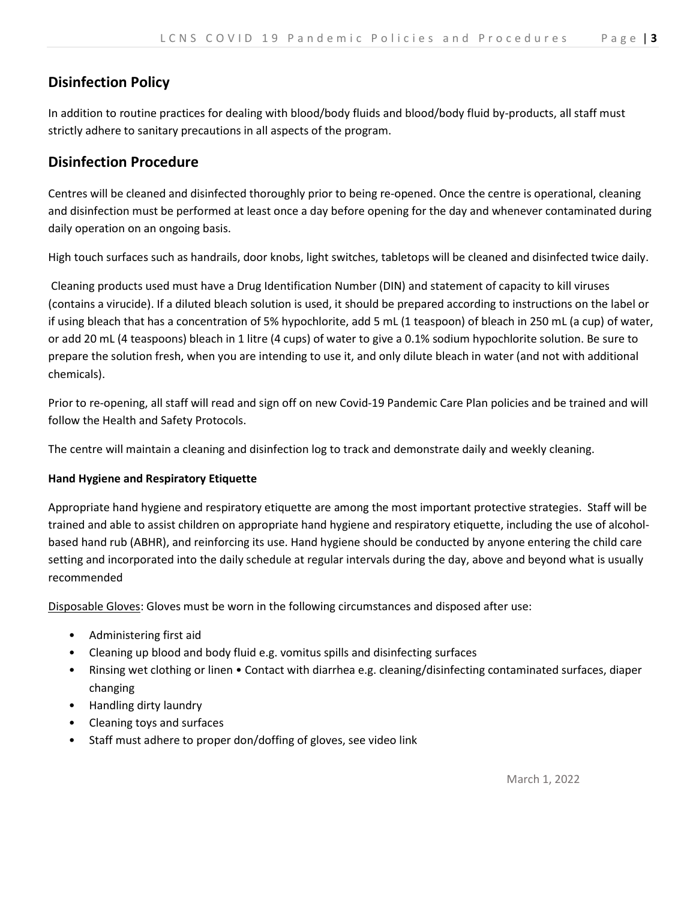## Disinfection Policy

In addition to routine practices for dealing with blood/body fluids and blood/body fluid by-products, all staff must strictly adhere to sanitary precautions in all aspects of the program.

## Disinfection Procedure

Centres will be cleaned and disinfected thoroughly prior to being re-opened. Once the centre is operational, cleaning and disinfection must be performed at least once a day before opening for the day and whenever contaminated during daily operation on an ongoing basis.

High touch surfaces such as handrails, door knobs, light switches, tabletops will be cleaned and disinfected twice daily.

Cleaning products used must have a Drug Identification Number (DIN) and statement of capacity to kill viruses (contains a virucide). If a diluted bleach solution is used, it should be prepared according to instructions on the label or if using bleach that has a concentration of 5% hypochlorite, add 5 mL (1 teaspoon) of bleach in 250 mL (a cup) of water, or add 20 mL (4 teaspoons) bleach in 1 litre (4 cups) of water to give a 0.1% sodium hypochlorite solution. Be sure to prepare the solution fresh, when you are intending to use it, and only dilute bleach in water (and not with additional chemicals).

Prior to re-opening, all staff will read and sign off on new Covid-19 Pandemic Care Plan policies and be trained and will follow the Health and Safety Protocols.

The centre will maintain a cleaning and disinfection log to track and demonstrate daily and weekly cleaning.

**Hand Hygiene and Respiratory Etiquette**

Appropriate hand hygiene and respiratory etiquette are among the most important protective strategies. Staff will be trained and able to assist children on appropriate hand hygiene and respiratory etiquette, including the use of alcohol-based hand rub (ABHR), and reinforcing its use. Hand hygiene should be conducted by anyone entering the child care setting and incorporated into the daily schedule at regular intervals during the day, above and beyond what is usually recommended

Disposable Gloves: Gloves must be worn in the following circumstances and disposed after use:

- Administering first aid
- Cleaning up blood and body fluid e.g. vomitus spills and disinfecting surfaces
- Rinsing wet clothing or linen • Contact with diarrhea e.g. cleaning/disinfecting contaminated surfaces, diaper changing
- Handling dirty laundry
- Cleaning toys and surfaces
- Staff must adhere to proper don/doffing of gloves, see video link

March 1, 2022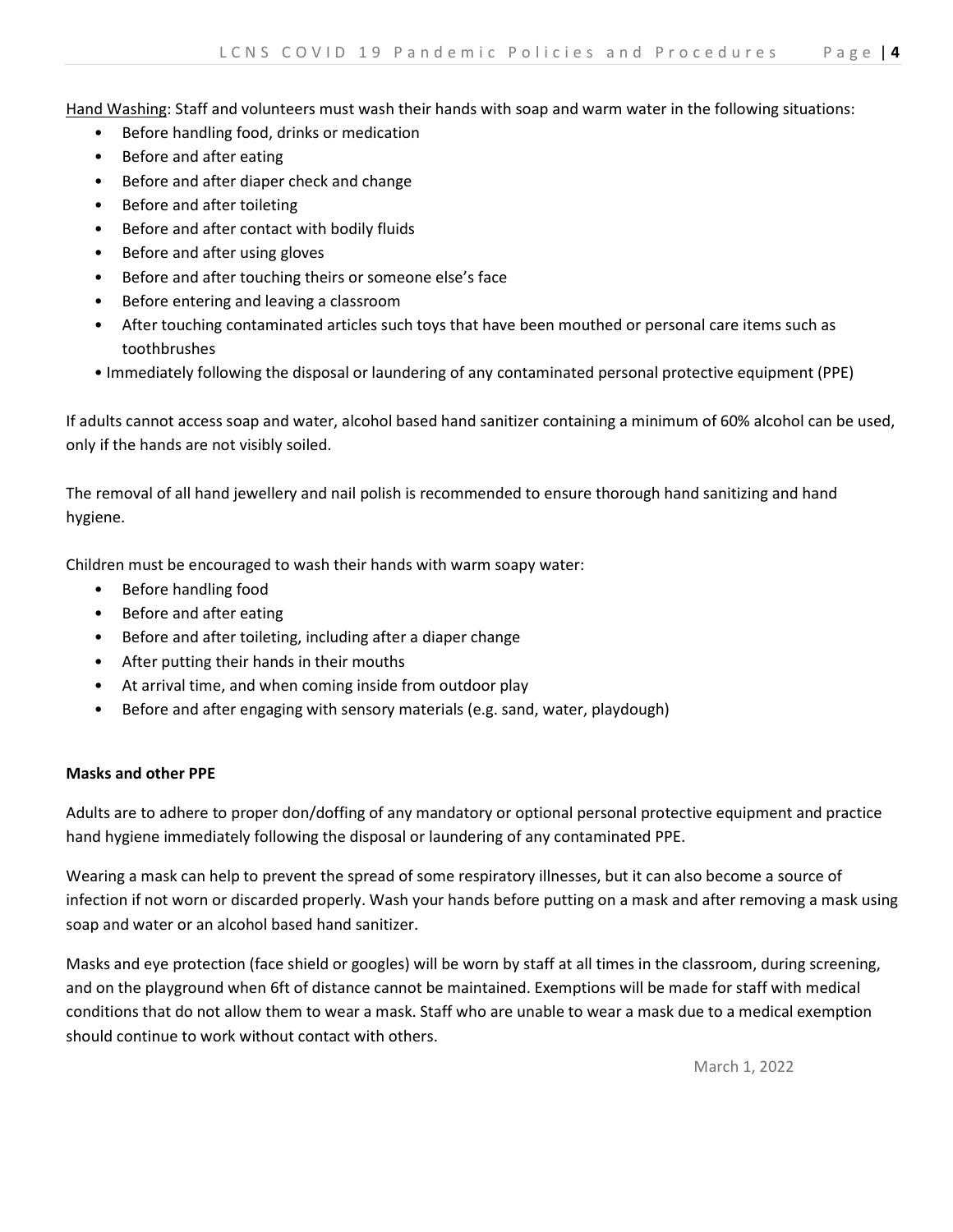Hand Washing: Staff and volunteers must wash their hands with soap and warm water in the following situations:

- Before handling food, drinks or medication
- Before and after eating
- Before and after diaper check and change
- Before and after toileting
- Before and after contact with bodily fluids
- Before and after using gloves
- Before and after touching theirs or someone else's face
- Before entering and leaving a classroom
- After touching contaminated articles such toys that have been mouthed or personal care items such as toothbrushes
- Immediately following the disposal or laundering of any contaminated personal protective equipment (PPE)

If adults cannot access soap and water, alcohol based hand sanitizer containing a minimum of 60% alcohol can be used, only if the hands are not visibly soiled.

The removal of all hand jewellery and nail polish is recommended to ensure thorough hand sanitizing and hand hygiene.

Children must be encouraged to wash their hands with warm soapy water:

- Before handling food
- Before and after eating
- Before and after toileting, including after a diaper change
- After putting their hands in their mouths
- At arrival time, and when coming inside from outdoor play
- Before and after engaging with sensory materials (e.g. sand, water, playdough)

**Masks and other PPE**

Adults are to adhere to proper don/doffing of any mandatory or optional personal protective equipment and practice hand hygiene immediately following the disposal or laundering of any contaminated PPE.

Wearing a mask can help to prevent the spread of some respiratory illnesses, but it can also become a source of infection if not worn or discarded properly. Wash your hands before putting on a mask and after removing a mask using soap and water or an alcohol based hand sanitizer.

Masks and eye protection (face shield or googles) will be worn by staff at all times in the classroom, during screening, and on the playground when 6ft of distance cannot be maintained. Exemptions will be made for staff with medical conditions that do not allow them to wear a mask. Staff who are unable to wear a mask due to a medical exemption should continue to work without contact with others.

March 1, 2022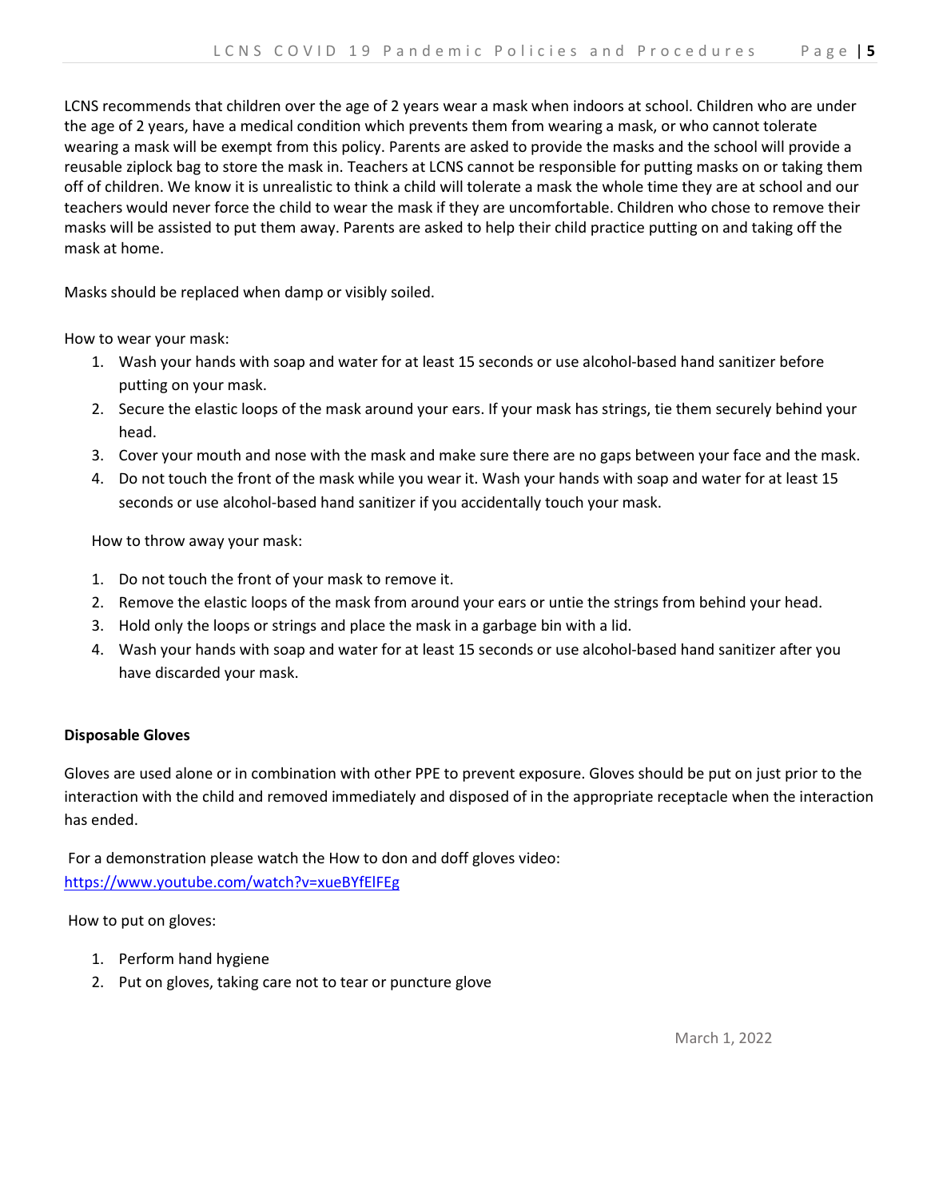LCNS recommends that children over the age of 2 years wear a mask when indoors at school. Children who are under the age of 2 years, have a medical condition which prevents them from wearing a mask, or who cannot tolerate wearing a mask will be exempt from this policy. Parents are asked to provide the masks and the school will provide a reusable ziplock bag to store the mask in. Teachers at LCNS cannot be responsible for putting masks on or taking them off of children. We know it is unrealistic to think a child will tolerate a mask the whole time they are at school and our teachers would never force the child to wear the mask if they are uncomfortable. Children who chose to remove their masks will be assisted to put them away. Parents are asked to help their child practice putting on and taking off the mask at home.

Masks should be replaced when damp or visibly soiled.

How to wear your mask:

1. Wash your hands with soap and water for at least 15 seconds or use alcohol-based hand sanitizer before putting on your mask.
2. Secure the elastic loops of the mask around your ears. If your mask has strings, tie them securely behind your head.
3. Cover your mouth and nose with the mask and make sure there are no gaps between your face and the mask.
4. Do not touch the front of the mask while you wear it. Wash your hands with soap and water for at least 15 seconds or use alcohol-based hand sanitizer if you accidentally touch your mask.

How to throw away your mask:

1. Do not touch the front of your mask to remove it.
2. Remove the elastic loops of the mask from around your ears or untie the strings from behind your head.
3. Hold only the loops or strings and place the mask in a garbage bin with a lid.
4. Wash your hands with soap and water for at least 15 seconds or use alcohol-based hand sanitizer after you have discarded your mask.

**Disposable Gloves**

Gloves are used alone or in combination with other PPE to prevent exposure. Gloves should be put on just prior to the interaction with the child and removed immediately and disposed of in the appropriate receptacle when the interaction has ended.

For a demonstration please watch the How to don and doff gloves video: https://www.youtube.com/watch?v=xueBYfElFEg

How to put on gloves:

1. Perform hand hygiene
2. Put on gloves, taking care not to tear or puncture glove

March 1, 2022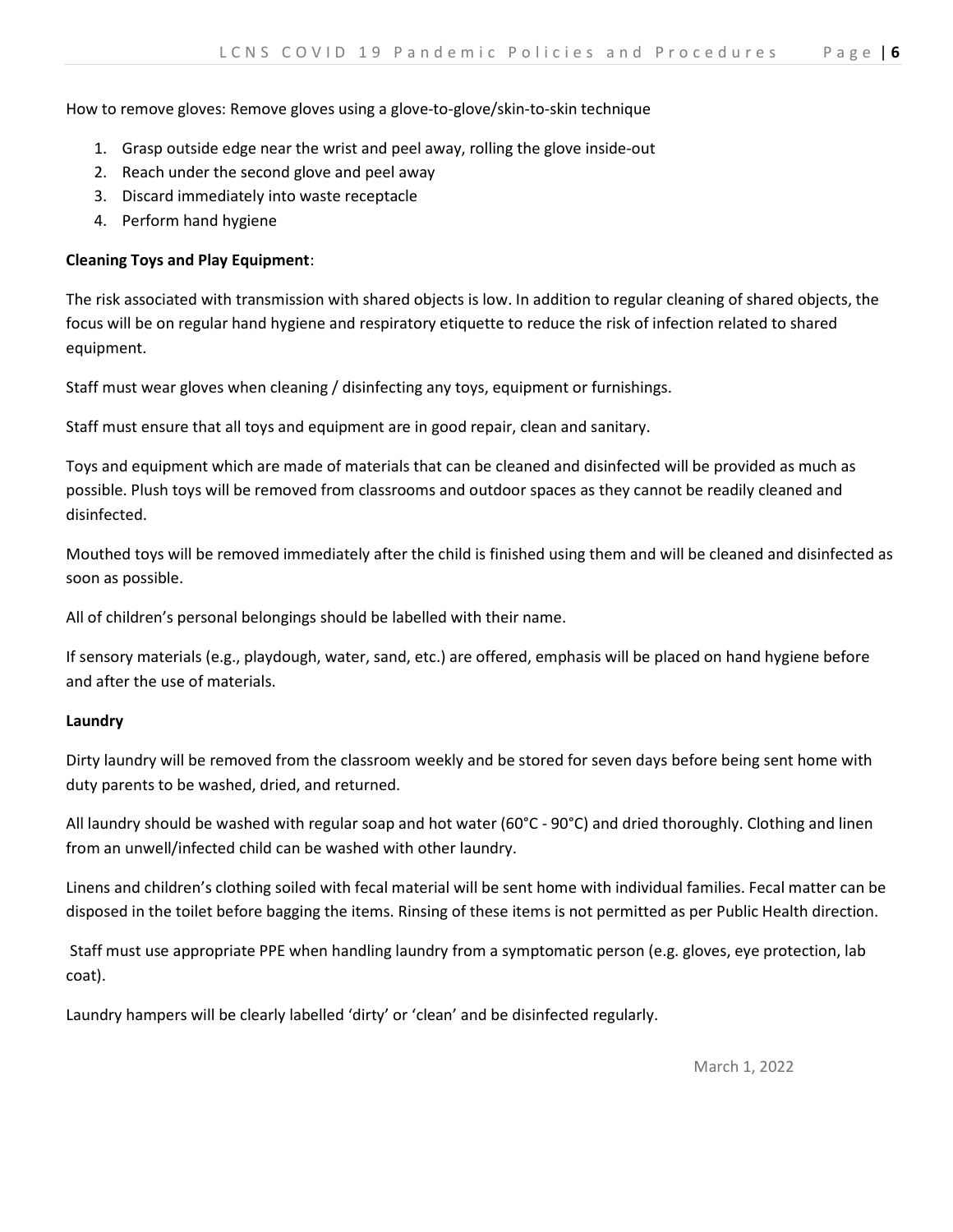How to remove gloves: Remove gloves using a glove-to-glove/skin-to-skin technique

1. Grasp outside edge near the wrist and peel away, rolling the glove inside-out
2. Reach under the second glove and peel away
3. Discard immediately into waste receptacle
4. Perform hand hygiene

**Cleaning Toys and Play Equipment**:

The risk associated with transmission with shared objects is low. In addition to regular cleaning of shared objects, the focus will be on regular hand hygiene and respiratory etiquette to reduce the risk of infection related to shared equipment.

Staff must wear gloves when cleaning / disinfecting any toys, equipment or furnishings.

Staff must ensure that all toys and equipment are in good repair, clean and sanitary.

Toys and equipment which are made of materials that can be cleaned and disinfected will be provided as much as possible. Plush toys will be removed from classrooms and outdoor spaces as they cannot be readily cleaned and disinfected.

Mouthed toys will be removed immediately after the child is finished using them and will be cleaned and disinfected as soon as possible.

All of children's personal belongings should be labelled with their name.

If sensory materials (e.g., playdough, water, sand, etc.) are offered, emphasis will be placed on hand hygiene before and after the use of materials.

**Laundry**

Dirty laundry will be removed from the classroom weekly and be stored for seven days before being sent home with duty parents to be washed, dried, and returned.

All laundry should be washed with regular soap and hot water (60°C - 90°C) and dried thoroughly. Clothing and linen from an unwell/infected child can be washed with other laundry.

Linens and children's clothing soiled with fecal material will be sent home with individual families. Fecal matter can be disposed in the toilet before bagging the items. Rinsing of these items is not permitted as per Public Health direction.

Staff must use appropriate PPE when handling laundry from a symptomatic person (e.g. gloves, eye protection, lab coat).

Laundry hampers will be clearly labelled 'dirty' or 'clean' and be disinfected regularly.

March 1, 2022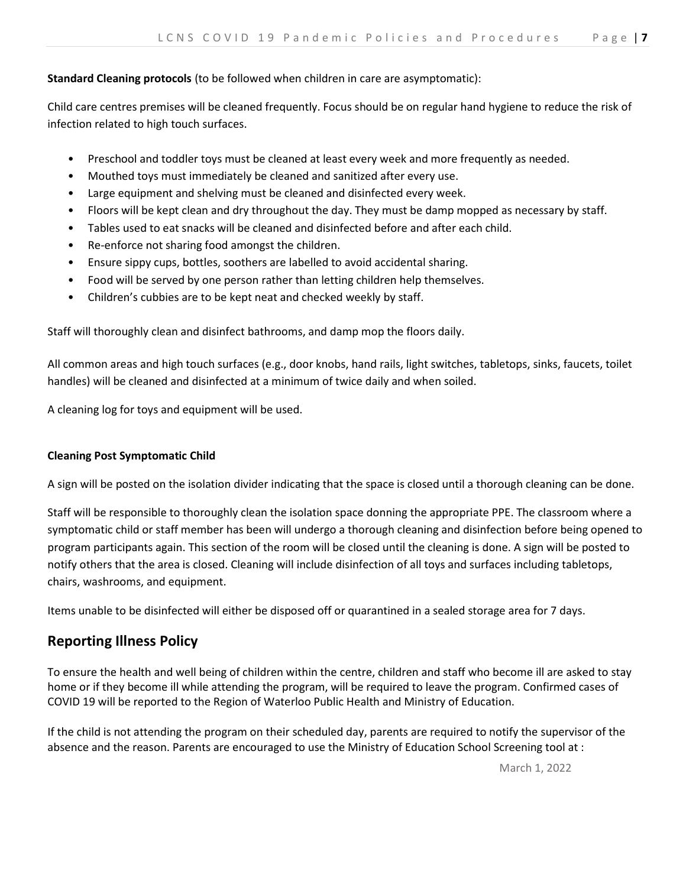**Standard Cleaning protocols** (to be followed when children in care are asymptomatic):

Child care centres premises will be cleaned frequently. Focus should be on regular hand hygiene to reduce the risk of infection related to high touch surfaces.

- Preschool and toddler toys must be cleaned at least every week and more frequently as needed.
- Mouthed toys must immediately be cleaned and sanitized after every use.
- Large equipment and shelving must be cleaned and disinfected every week.
- Floors will be kept clean and dry throughout the day. They must be damp mopped as necessary by staff.
- Tables used to eat snacks will be cleaned and disinfected before and after each child.
- Re-enforce not sharing food amongst the children.
- Ensure sippy cups, bottles, soothers are labelled to avoid accidental sharing.
- Food will be served by one person rather than letting children help themselves.
- Children's cubbies are to be kept neat and checked weekly by staff.

Staff will thoroughly clean and disinfect bathrooms, and damp mop the floors daily.

All common areas and high touch surfaces (e.g., door knobs, hand rails, light switches, tabletops, sinks, faucets, toilet handles) will be cleaned and disinfected at a minimum of twice daily and when soiled.

A cleaning log for toys and equipment will be used.

**Cleaning Post Symptomatic Child**

A sign will be posted on the isolation divider indicating that the space is closed until a thorough cleaning can be done.

Staff will be responsible to thoroughly clean the isolation space donning the appropriate PPE. The classroom where a symptomatic child or staff member has been will undergo a thorough cleaning and disinfection before being opened to program participants again. This section of the room will be closed until the cleaning is done. A sign will be posted to notify others that the area is closed. Cleaning will include disinfection of all toys and surfaces including tabletops, chairs, washrooms, and equipment.

Items unable to be disinfected will either be disposed off or quarantined in a sealed storage area for 7 days.

## Reporting Illness Policy

To ensure the health and well being of children within the centre, children and staff who become ill are asked to stay home or if they become ill while attending the program, will be required to leave the program. Confirmed cases of COVID 19 will be reported to the Region of Waterloo Public Health and Ministry of Education.

If the child is not attending the program on their scheduled day, parents are required to notify the supervisor of the absence and the reason. Parents are encouraged to use the Ministry of Education School Screening tool at :

March 1, 2022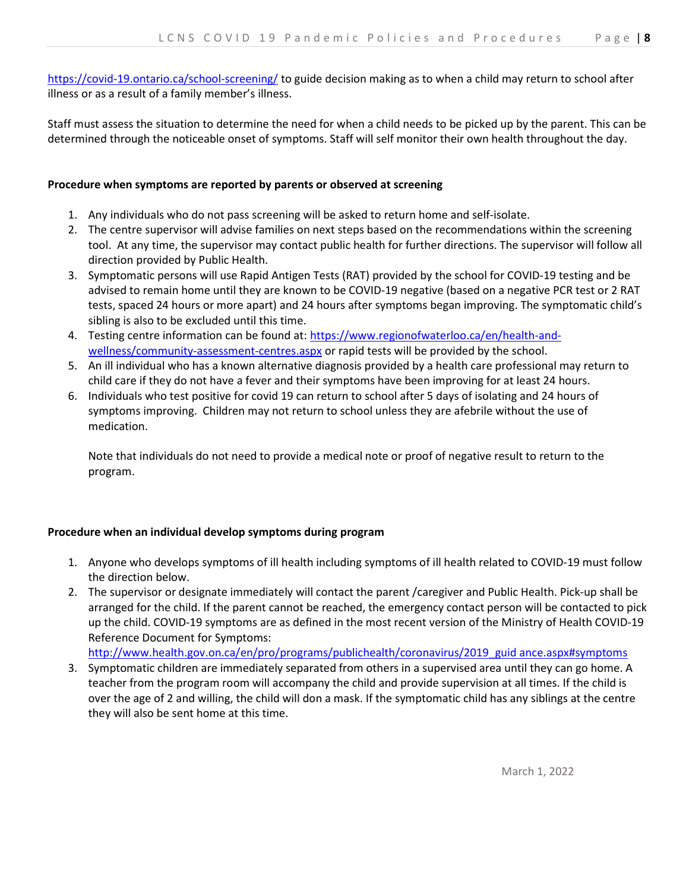https://covid-19.ontario.ca/school-screening/ to guide decision making as to when a child may return to school after illness or as a result of a family member's illness.

Staff must assess the situation to determine the need for when a child needs to be picked up by the parent. This can be determined through the noticeable onset of symptoms. Staff will self monitor their own health throughout the day.

**Procedure when symptoms are reported by parents or observed at screening**

1. Any individuals who do not pass screening will be asked to return home and self-isolate.
2. The centre supervisor will advise families on next steps based on the recommendations within the screening tool. At any time, the supervisor may contact public health for further directions. The supervisor will follow all direction provided by Public Health.
3. Symptomatic persons will use Rapid Antigen Tests (RAT) provided by the school for COVID-19 testing and be advised to remain home until they are known to be COVID-19 negative (based on a negative PCR test or 2 RAT tests, spaced 24 hours or more apart) and 24 hours after symptoms began improving. The symptomatic child's sibling is also to be excluded until this time.
4. Testing centre information can be found at: https://www.regionofwaterloo.ca/en/health-and-wellness/community-assessment-centres.aspx or rapid tests will be provided by the school.
5. An ill individual who has a known alternative diagnosis provided by a health care professional may return to child care if they do not have a fever and their symptoms have been improving for at least 24 hours.
6. Individuals who test positive for covid 19 can return to school after 5 days of isolating and 24 hours of symptoms improving. Children may not return to school unless they are afebrile without the use of medication.

   Note that individuals do not need to provide a medical note or proof of negative result to return to the program.

**Procedure when an individual develop symptoms during program**

1. Anyone who develops symptoms of ill health including symptoms of ill health related to COVID-19 must follow the direction below.
2. The supervisor or designate immediately will contact the parent /caregiver and Public Health. Pick-up shall be arranged for the child. If the parent cannot be reached, the emergency contact person will be contacted to pick up the child. COVID-19 symptoms are as defined in the most recent version of the Ministry of Health COVID-19 Reference Document for Symptoms: http://www.health.gov.on.ca/en/pro/programs/publichealth/coronavirus/2019_guidance.aspx#symptoms
3. Symptomatic children are immediately separated from others in a supervised area until they can go home. A teacher from the program room will accompany the child and provide supervision at all times. If the child is over the age of 2 and willing, the child will don a mask. If the symptomatic child has any siblings at the centre they will also be sent home at this time.

March 1, 2022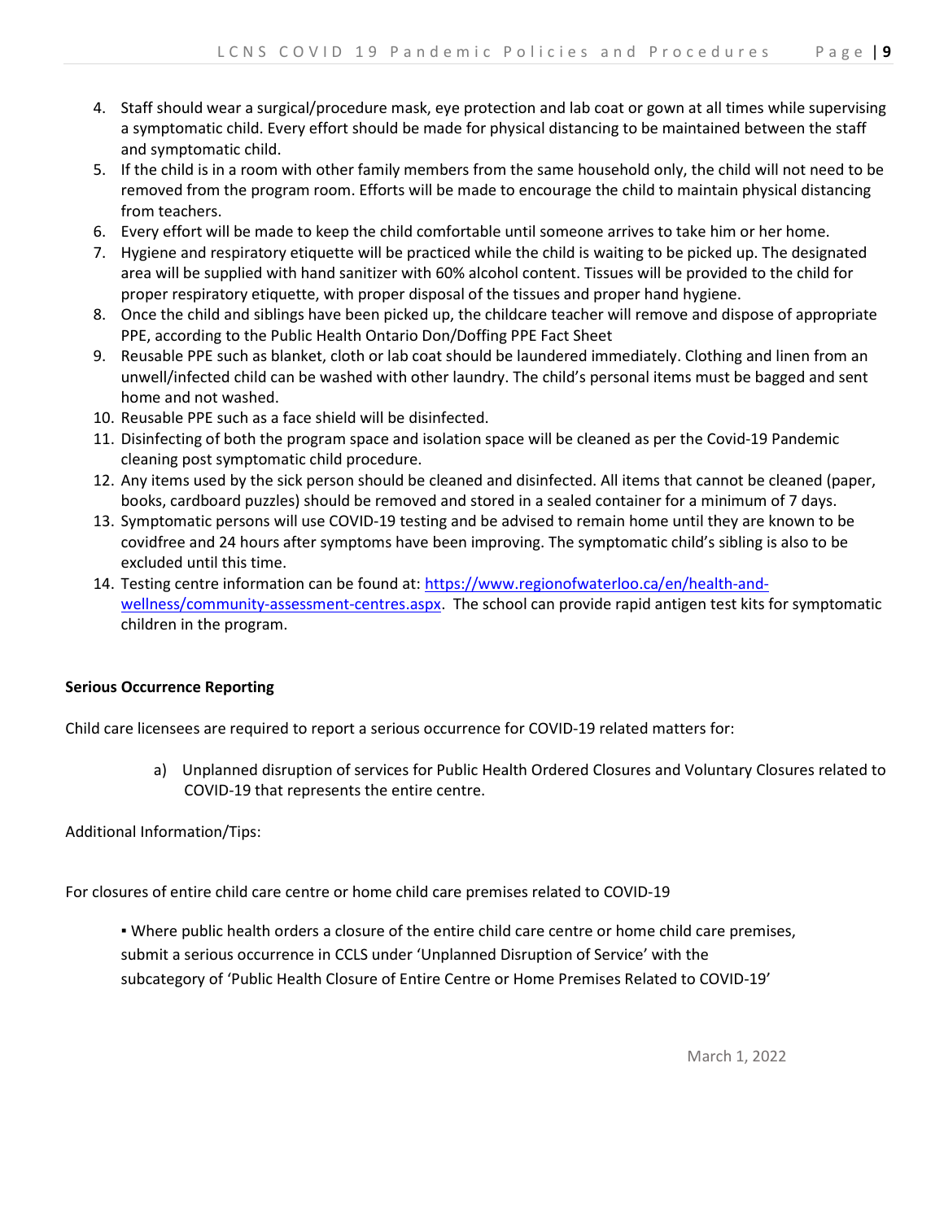4. Staff should wear a surgical/procedure mask, eye protection and lab coat or gown at all times while supervising a symptomatic child. Every effort should be made for physical distancing to be maintained between the staff and symptomatic child.
5. If the child is in a room with other family members from the same household only, the child will not need to be removed from the program room. Efforts will be made to encourage the child to maintain physical distancing from teachers.
6. Every effort will be made to keep the child comfortable until someone arrives to take him or her home.
7. Hygiene and respiratory etiquette will be practiced while the child is waiting to be picked up. The designated area will be supplied with hand sanitizer with 60% alcohol content. Tissues will be provided to the child for proper respiratory etiquette, with proper disposal of the tissues and proper hand hygiene.
8. Once the child and siblings have been picked up, the childcare teacher will remove and dispose of appropriate PPE, according to the Public Health Ontario Don/Doffing PPE Fact Sheet
9. Reusable PPE such as blanket, cloth or lab coat should be laundered immediately. Clothing and linen from an unwell/infected child can be washed with other laundry. The child's personal items must be bagged and sent home and not washed.
10. Reusable PPE such as a face shield will be disinfected.
11. Disinfecting of both the program space and isolation space will be cleaned as per the Covid-19 Pandemic cleaning post symptomatic child procedure.
12. Any items used by the sick person should be cleaned and disinfected. All items that cannot be cleaned (paper, books, cardboard puzzles) should be removed and stored in a sealed container for a minimum of 7 days.
13. Symptomatic persons will use COVID-19 testing and be advised to remain home until they are known to be covidfree and 24 hours after symptoms have been improving. The symptomatic child's sibling is also to be excluded until this time.
14. Testing centre information can be found at: [https://www.regionofwaterloo.ca/en/health-and-wellness/community-assessment-centres.aspx](https://www.regionofwaterloo.ca/en/health-and-wellness/community-assessment-centres.aspx). The school can provide rapid antigen test kits for symptomatic children in the program.

**Serious Occurrence Reporting**

Child care licensees are required to report a serious occurrence for COVID-19 related matters for:

a) Unplanned disruption of services for Public Health Ordered Closures and Voluntary Closures related to COVID-19 that represents the entire centre.

Additional Information/Tips:

For closures of entire child care centre or home child care premises related to COVID-19

▪ Where public health orders a closure of the entire child care centre or home child care premises, submit a serious occurrence in CCLS under 'Unplanned Disruption of Service' with the subcategory of 'Public Health Closure of Entire Centre or Home Premises Related to COVID-19'

March 1, 2022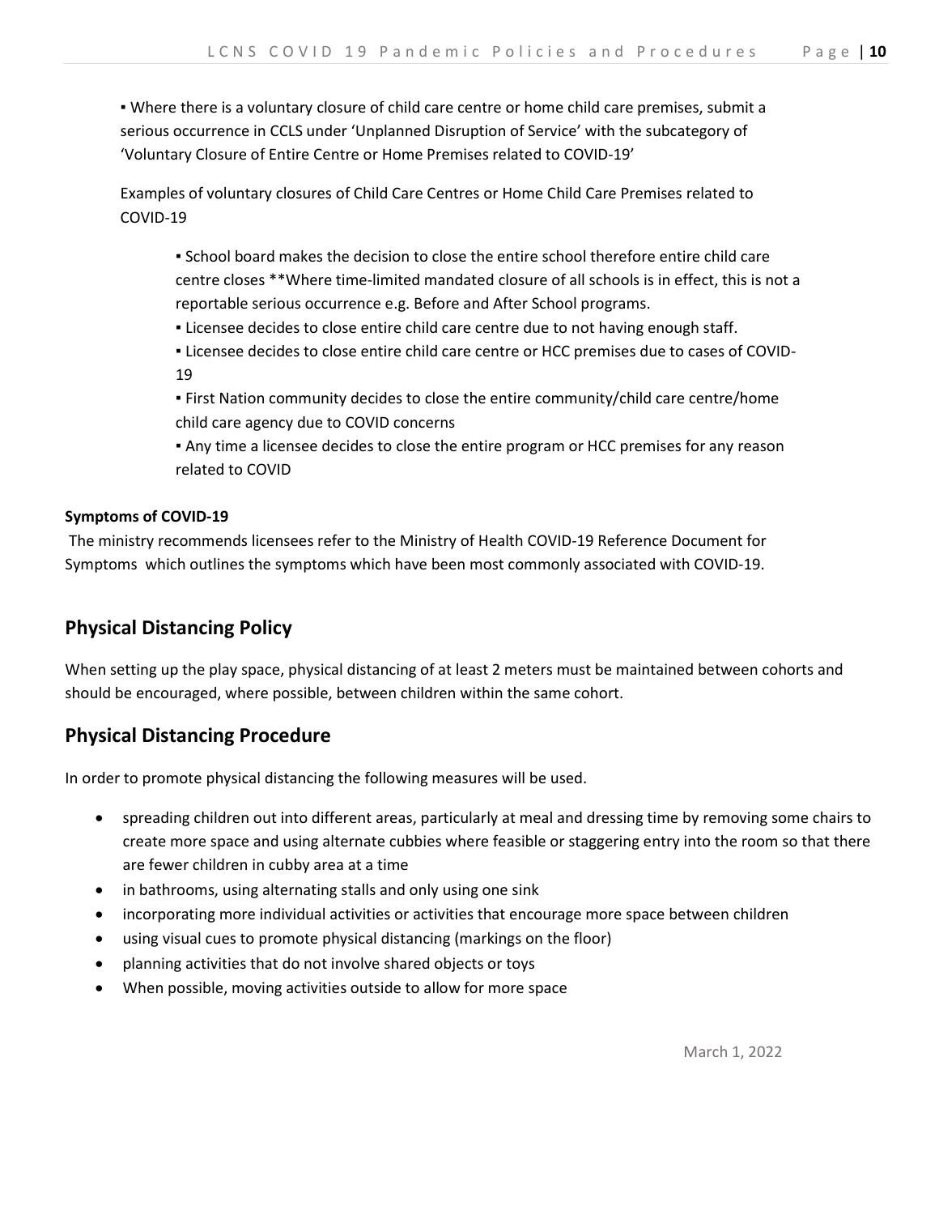- Where there is a voluntary closure of child care centre or home child care premises, submit a serious occurrence in CCLS under 'Unplanned Disruption of Service' with the subcategory of 'Voluntary Closure of Entire Centre or Home Premises related to COVID-19'

Examples of voluntary closures of Child Care Centres or Home Child Care Premises related to COVID-19

- School board makes the decision to close the entire school therefore entire child care centre closes **Where time-limited mandated closure of all schools is in effect, this is not a reportable serious occurrence e.g. Before and After School programs.
- Licensee decides to close entire child care centre due to not having enough staff.
- Licensee decides to close entire child care centre or HCC premises due to cases of COVID-19
- First Nation community decides to close the entire community/child care centre/home child care agency due to COVID concerns
- Any time a licensee decides to close the entire program or HCC premises for any reason related to COVID

**Symptoms of COVID-19**

The ministry recommends licensees refer to the Ministry of Health COVID-19 Reference Document for Symptoms which outlines the symptoms which have been most commonly associated with COVID-19.

## Physical Distancing Policy

When setting up the play space, physical distancing of at least 2 meters must be maintained between cohorts and should be encouraged, where possible, between children within the same cohort.

## Physical Distancing Procedure

In order to promote physical distancing the following measures will be used.

- spreading children out into different areas, particularly at meal and dressing time by removing some chairs to create more space and using alternate cubbies where feasible or staggering entry into the room so that there are fewer children in cubby area at a time
- in bathrooms, using alternating stalls and only using one sink
- incorporating more individual activities or activities that encourage more space between children
- using visual cues to promote physical distancing (markings on the floor)
- planning activities that do not involve shared objects or toys
- When possible, moving activities outside to allow for more space

March 1, 2022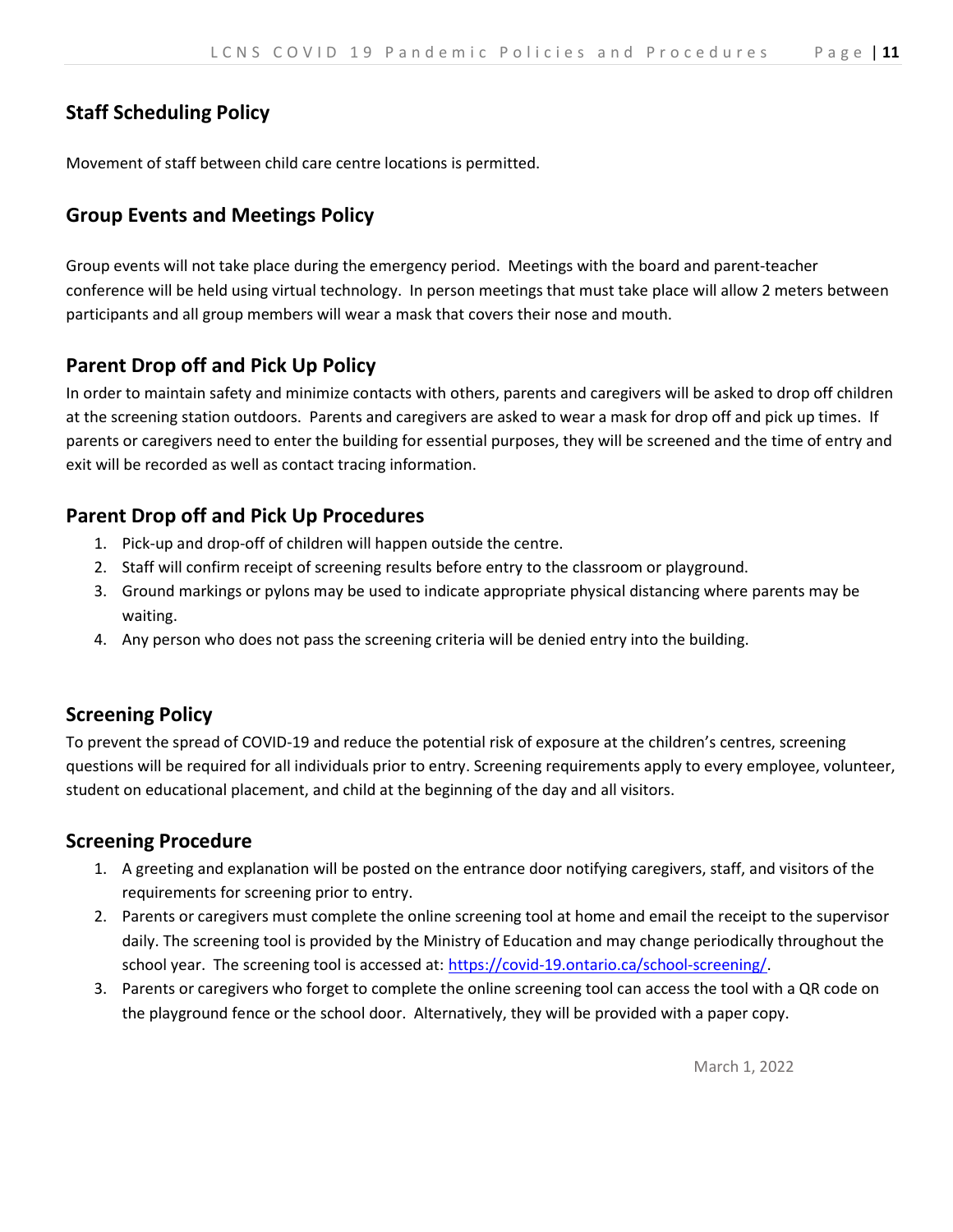## Staff Scheduling Policy

Movement of staff between child care centre locations is permitted.

## Group Events and Meetings Policy

Group events will not take place during the emergency period. Meetings with the board and parent-teacher conference will be held using virtual technology. In person meetings that must take place will allow 2 meters between participants and all group members will wear a mask that covers their nose and mouth.

## Parent Drop off and Pick Up Policy

In order to maintain safety and minimize contacts with others, parents and caregivers will be asked to drop off children at the screening station outdoors. Parents and caregivers are asked to wear a mask for drop off and pick up times. If parents or caregivers need to enter the building for essential purposes, they will be screened and the time of entry and exit will be recorded as well as contact tracing information.

## Parent Drop off and Pick Up Procedures

1. Pick-up and drop-off of children will happen outside the centre.
2. Staff will confirm receipt of screening results before entry to the classroom or playground.
3. Ground markings or pylons may be used to indicate appropriate physical distancing where parents may be waiting.
4. Any person who does not pass the screening criteria will be denied entry into the building.

## Screening Policy

To prevent the spread of COVID-19 and reduce the potential risk of exposure at the children's centres, screening questions will be required for all individuals prior to entry. Screening requirements apply to every employee, volunteer, student on educational placement, and child at the beginning of the day and all visitors.

## Screening Procedure

1. A greeting and explanation will be posted on the entrance door notifying caregivers, staff, and visitors of the requirements for screening prior to entry.
2. Parents or caregivers must complete the online screening tool at home and email the receipt to the supervisor daily. The screening tool is provided by the Ministry of Education and may change periodically throughout the school year. The screening tool is accessed at: https://covid-19.ontario.ca/school-screening/.
3. Parents or caregivers who forget to complete the online screening tool can access the tool with a QR code on the playground fence or the school door. Alternatively, they will be provided with a paper copy.

March 1, 2022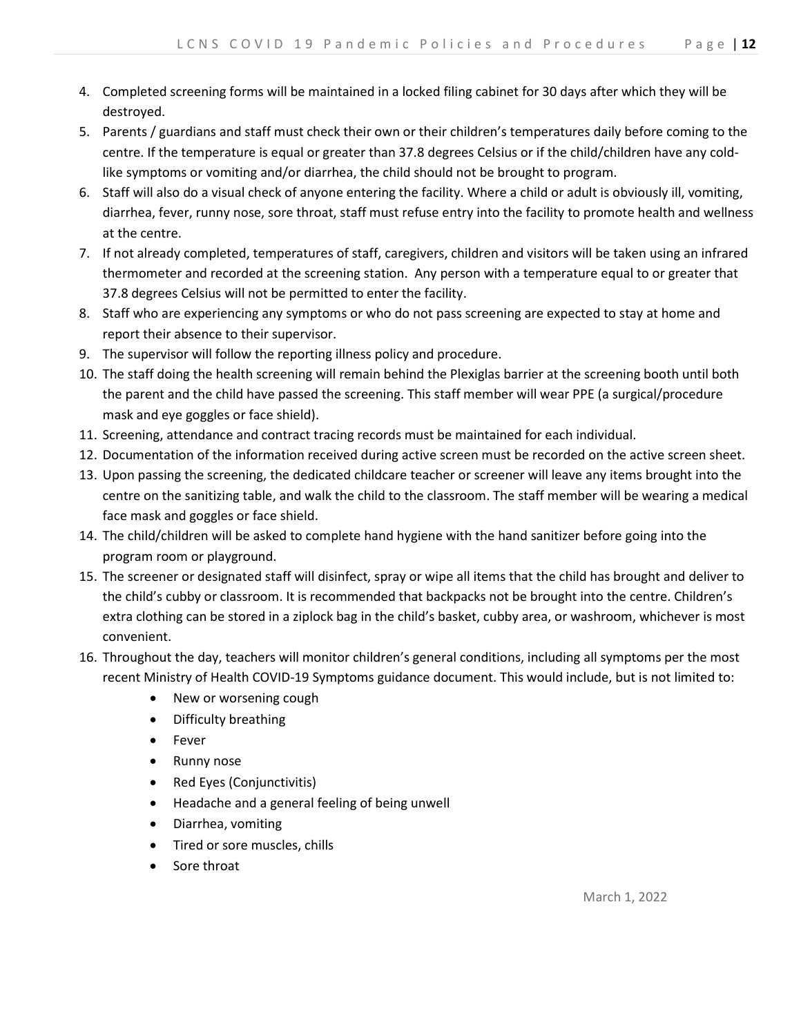4. Completed screening forms will be maintained in a locked filing cabinet for 30 days after which they will be destroyed.
5. Parents / guardians and staff must check their own or their children's temperatures daily before coming to the centre. If the temperature is equal or greater than 37.8 degrees Celsius or if the child/children have any cold-like symptoms or vomiting and/or diarrhea, the child should not be brought to program.
6. Staff will also do a visual check of anyone entering the facility. Where a child or adult is obviously ill, vomiting, diarrhea, fever, runny nose, sore throat, staff must refuse entry into the facility to promote health and wellness at the centre.
7. If not already completed, temperatures of staff, caregivers, children and visitors will be taken using an infrared thermometer and recorded at the screening station. Any person with a temperature equal to or greater that 37.8 degrees Celsius will not be permitted to enter the facility.
8. Staff who are experiencing any symptoms or who do not pass screening are expected to stay at home and report their absence to their supervisor.
9. The supervisor will follow the reporting illness policy and procedure.
10. The staff doing the health screening will remain behind the Plexiglas barrier at the screening booth until both the parent and the child have passed the screening. This staff member will wear PPE (a surgical/procedure mask and eye goggles or face shield).
11. Screening, attendance and contract tracing records must be maintained for each individual.
12. Documentation of the information received during active screen must be recorded on the active screen sheet.
13. Upon passing the screening, the dedicated childcare teacher or screener will leave any items brought into the centre on the sanitizing table, and walk the child to the classroom. The staff member will be wearing a medical face mask and goggles or face shield.
14. The child/children will be asked to complete hand hygiene with the hand sanitizer before going into the program room or playground.
15. The screener or designated staff will disinfect, spray or wipe all items that the child has brought and deliver to the child's cubby or classroom. It is recommended that backpacks not be brought into the centre. Children's extra clothing can be stored in a ziplock bag in the child's basket, cubby area, or washroom, whichever is most convenient.
16. Throughout the day, teachers will monitor children's general conditions, including all symptoms per the most recent Ministry of Health COVID-19 Symptoms guidance document. This would include, but is not limited to:
    - New or worsening cough
    - Difficulty breathing
    - Fever
    - Runny nose
    - Red Eyes (Conjunctivitis)
    - Headache and a general feeling of being unwell
    - Diarrhea, vomiting
    - Tired or sore muscles, chills
    - Sore throat

March 1, 2022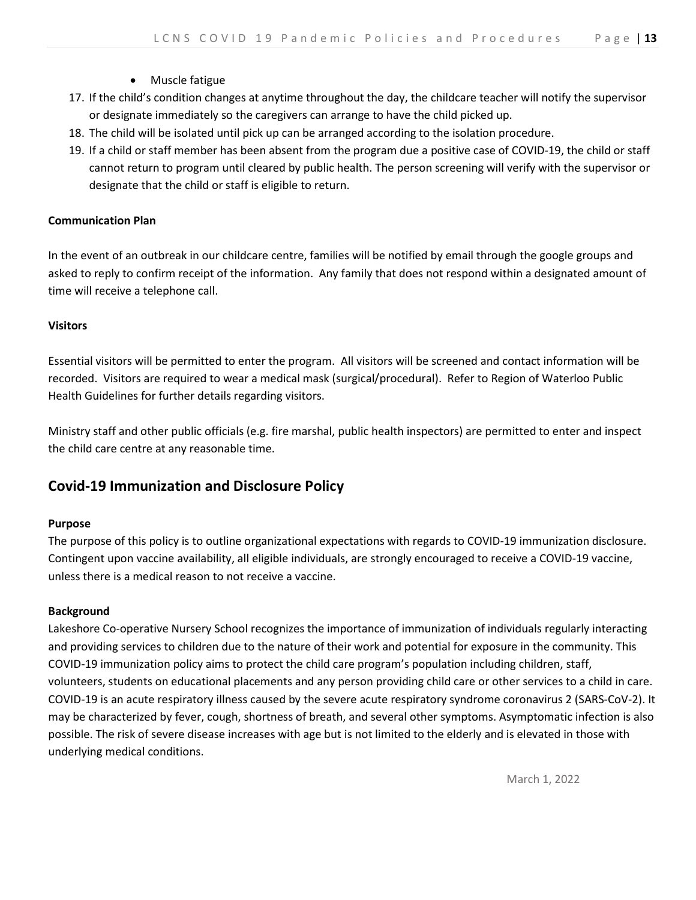- Muscle fatigue

17. If the child's condition changes at anytime throughout the day, the childcare teacher will notify the supervisor or designate immediately so the caregivers can arrange to have the child picked up.
18. The child will be isolated until pick up can be arranged according to the isolation procedure.
19. If a child or staff member has been absent from the program due a positive case of COVID-19, the child or staff cannot return to program until cleared by public health. The person screening will verify with the supervisor or designate that the child or staff is eligible to return.

**Communication Plan**

In the event of an outbreak in our childcare centre, families will be notified by email through the google groups and asked to reply to confirm receipt of the information. Any family that does not respond within a designated amount of time will receive a telephone call.

**Visitors**

Essential visitors will be permitted to enter the program. All visitors will be screened and contact information will be recorded. Visitors are required to wear a medical mask (surgical/procedural). Refer to Region of Waterloo Public Health Guidelines for further details regarding visitors.

Ministry staff and other public officials (e.g. fire marshal, public health inspectors) are permitted to enter and inspect the child care centre at any reasonable time.

## Covid-19 Immunization and Disclosure Policy

**Purpose**

The purpose of this policy is to outline organizational expectations with regards to COVID-19 immunization disclosure. Contingent upon vaccine availability, all eligible individuals, are strongly encouraged to receive a COVID-19 vaccine, unless there is a medical reason to not receive a vaccine.

**Background**

Lakeshore Co-operative Nursery School recognizes the importance of immunization of individuals regularly interacting and providing services to children due to the nature of their work and potential for exposure in the community. This COVID-19 immunization policy aims to protect the child care program's population including children, staff, volunteers, students on educational placements and any person providing child care or other services to a child in care. COVID-19 is an acute respiratory illness caused by the severe acute respiratory syndrome coronavirus 2 (SARS-CoV-2). It may be characterized by fever, cough, shortness of breath, and several other symptoms. Asymptomatic infection is also possible. The risk of severe disease increases with age but is not limited to the elderly and is elevated in those with underlying medical conditions.

March 1, 2022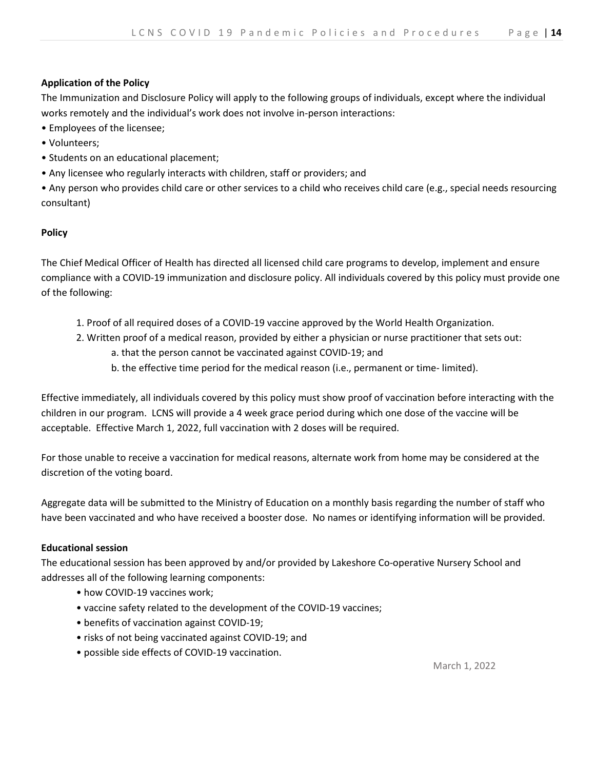**Application of the Policy**

The Immunization and Disclosure Policy will apply to the following groups of individuals, except where the individual works remotely and the individual's work does not involve in-person interactions:

- Employees of the licensee;
- Volunteers;
- Students on an educational placement;
- Any licensee who regularly interacts with children, staff or providers; and
- Any person who provides child care or other services to a child who receives child care (e.g., special needs resourcing consultant)

**Policy**

The Chief Medical Officer of Health has directed all licensed child care programs to develop, implement and ensure compliance with a COVID-19 immunization and disclosure policy. All individuals covered by this policy must provide one of the following:

1. Proof of all required doses of a COVID-19 vaccine approved by the World Health Organization.
2. Written proof of a medical reason, provided by either a physician or nurse practitioner that sets out:
   a. that the person cannot be vaccinated against COVID-19; and
   b. the effective time period for the medical reason (i.e., permanent or time- limited).

Effective immediately, all individuals covered by this policy must show proof of vaccination before interacting with the children in our program. LCNS will provide a 4 week grace period during which one dose of the vaccine will be acceptable. Effective March 1, 2022, full vaccination with 2 doses will be required.

For those unable to receive a vaccination for medical reasons, alternate work from home may be considered at the discretion of the voting board.

Aggregate data will be submitted to the Ministry of Education on a monthly basis regarding the number of staff who have been vaccinated and who have received a booster dose. No names or identifying information will be provided.

**Educational session**

The educational session has been approved by and/or provided by Lakeshore Co-operative Nursery School and addresses all of the following learning components:

- how COVID-19 vaccines work;
- vaccine safety related to the development of the COVID-19 vaccines;
- benefits of vaccination against COVID-19;
- risks of not being vaccinated against COVID-19; and
- possible side effects of COVID-19 vaccination.

March 1, 2022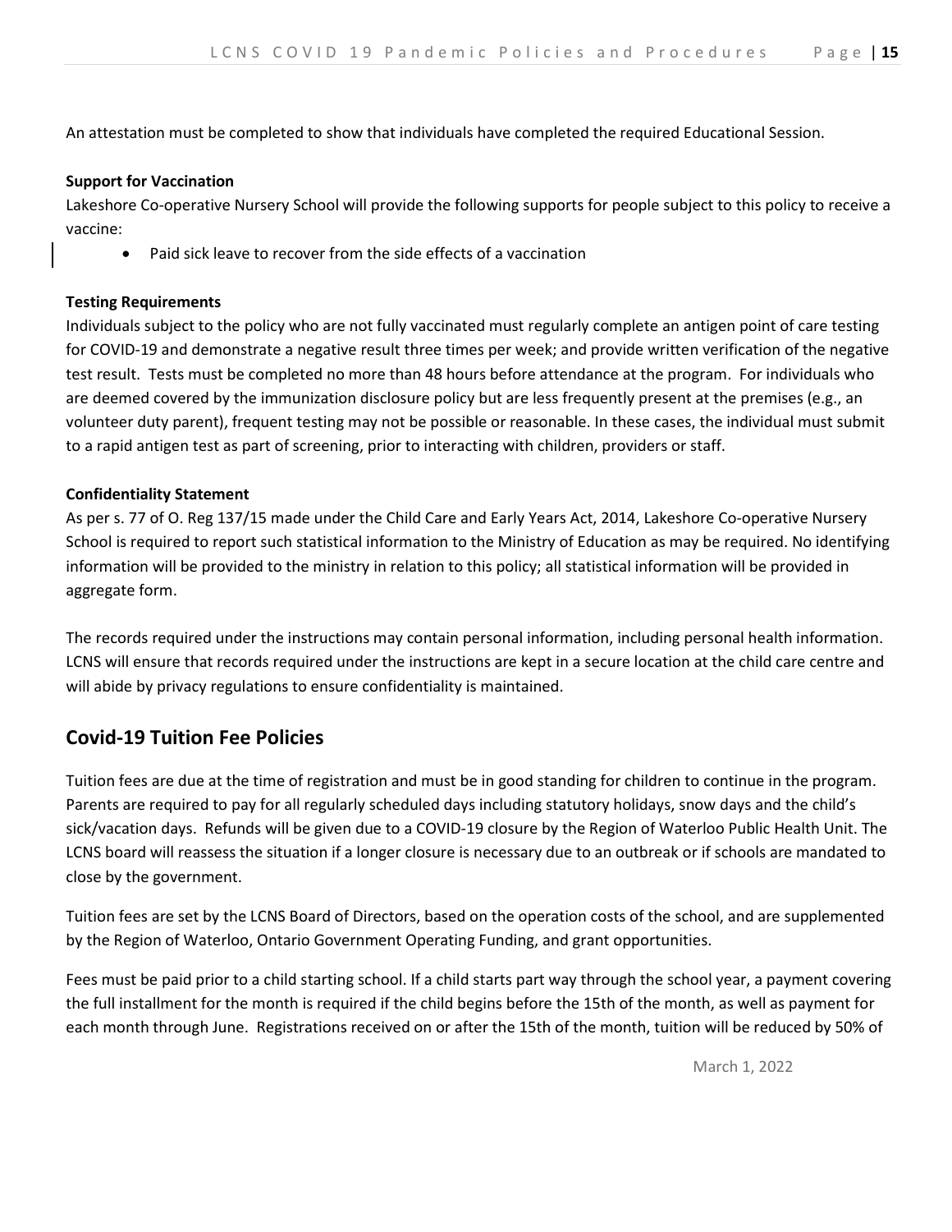An attestation must be completed to show that individuals have completed the required Educational Session.

**Support for Vaccination**

Lakeshore Co-operative Nursery School will provide the following supports for people subject to this policy to receive a vaccine:

- Paid sick leave to recover from the side effects of a vaccination

**Testing Requirements**

Individuals subject to the policy who are not fully vaccinated must regularly complete an antigen point of care testing for COVID-19 and demonstrate a negative result three times per week; and provide written verification of the negative test result. Tests must be completed no more than 48 hours before attendance at the program. For individuals who are deemed covered by the immunization disclosure policy but are less frequently present at the premises (e.g., an volunteer duty parent), frequent testing may not be possible or reasonable. In these cases, the individual must submit to a rapid antigen test as part of screening, prior to interacting with children, providers or staff.

**Confidentiality Statement**

As per s. 77 of O. Reg 137/15 made under the Child Care and Early Years Act, 2014, Lakeshore Co-operative Nursery School is required to report such statistical information to the Ministry of Education as may be required. No identifying information will be provided to the ministry in relation to this policy; all statistical information will be provided in aggregate form.

The records required under the instructions may contain personal information, including personal health information. LCNS will ensure that records required under the instructions are kept in a secure location at the child care centre and will abide by privacy regulations to ensure confidentiality is maintained.

## Covid-19 Tuition Fee Policies

Tuition fees are due at the time of registration and must be in good standing for children to continue in the program. Parents are required to pay for all regularly scheduled days including statutory holidays, snow days and the child's sick/vacation days. Refunds will be given due to a COVID-19 closure by the Region of Waterloo Public Health Unit. The LCNS board will reassess the situation if a longer closure is necessary due to an outbreak or if schools are mandated to close by the government.

Tuition fees are set by the LCNS Board of Directors, based on the operation costs of the school, and are supplemented by the Region of Waterloo, Ontario Government Operating Funding, and grant opportunities.

Fees must be paid prior to a child starting school. If a child starts part way through the school year, a payment covering the full installment for the month is required if the child begins before the 15th of the month, as well as payment for each month through June. Registrations received on or after the 15th of the month, tuition will be reduced by 50% of

March 1, 2022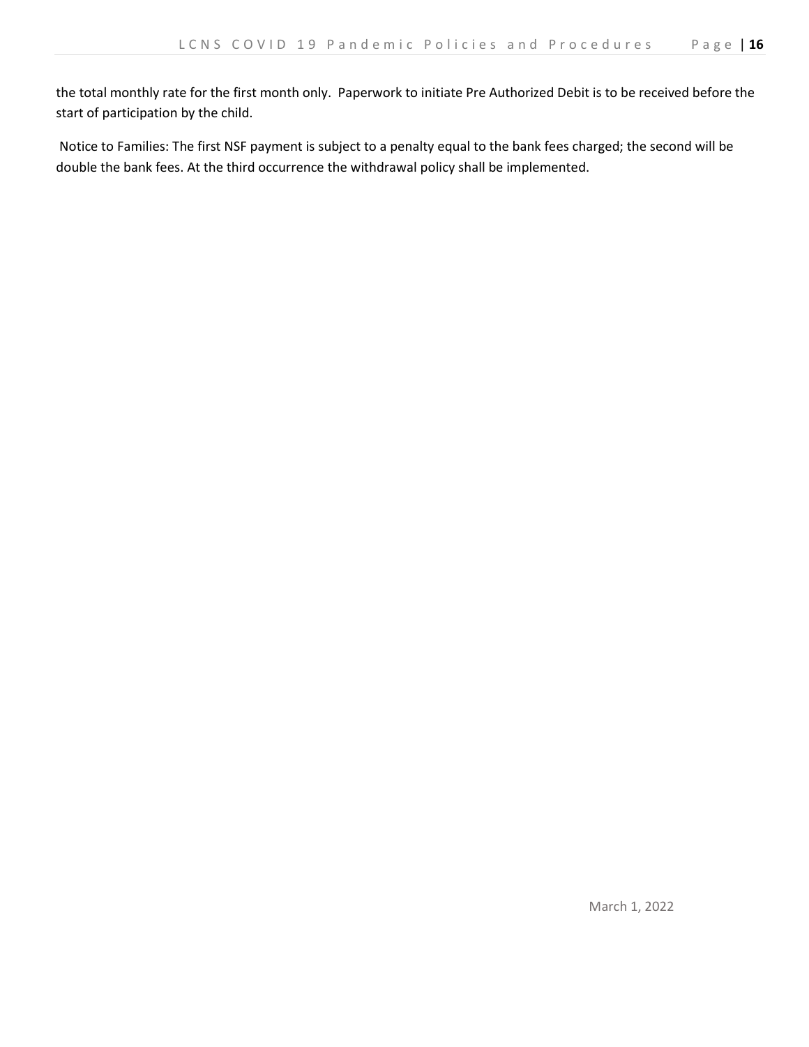the total monthly rate for the first month only. Paperwork to initiate Pre Authorized Debit is to be received before the start of participation by the child.

Notice to Families: The first NSF payment is subject to a penalty equal to the bank fees charged; the second will be double the bank fees. At the third occurrence the withdrawal policy shall be implemented.

March 1, 2022